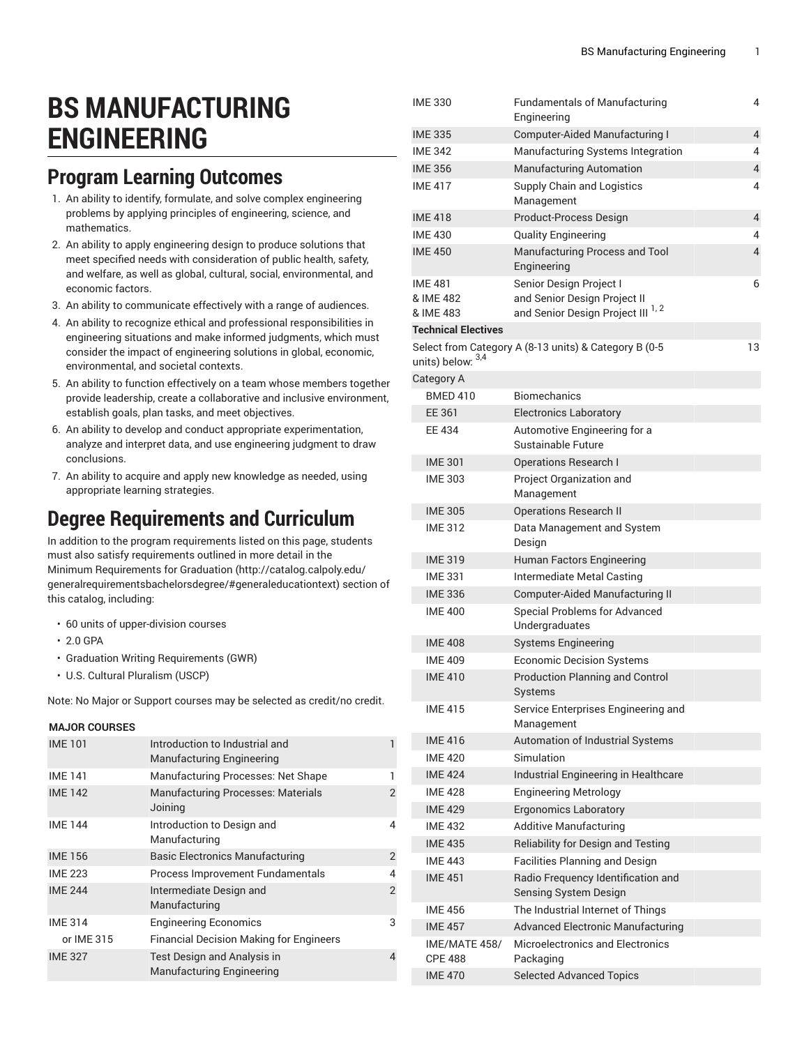# BS MANUFACTURING ENGINEERING

## Program Learning Outcomes

1. An ability to identify, formulate, and solve complex engineering problems by applying principles of engineering, science, and mathematics.
2. An ability to apply engineering design to produce solutions that meet specified needs with consideration of public health, safety, and welfare, as well as global, cultural, social, environmental, and economic factors.
3. An ability to communicate effectively with a range of audiences.
4. An ability to recognize ethical and professional responsibilities in engineering situations and make informed judgments, which must consider the impact of engineering solutions in global, economic, environmental, and societal contexts.
5. An ability to function effectively on a team whose members together provide leadership, create a collaborative and inclusive environment, establish goals, plan tasks, and meet objectives.
6. An ability to develop and conduct appropriate experimentation, analyze and interpret data, and use engineering judgment to draw conclusions.
7. An ability to acquire and apply new knowledge as needed, using appropriate learning strategies.

## Degree Requirements and Curriculum

In addition to the program requirements listed on this page, students must also satisfy requirements outlined in more detail in the Minimum Requirements for Graduation (http://catalog.calpoly.edu/generalrequirementsbachelorsdegree/#generaleducationtext) section of this catalog, including:

- 60 units of upper-division courses
- 2.0 GPA
- Graduation Writing Requirements (GWR)
- U.S. Cultural Pluralism (USCP)

Note: No Major or Support courses may be selected as credit/no credit.

| | | |
|---|---|---|
| **MAJOR COURSES** | | |
| IME 101 | Introduction to Industrial and Manufacturing Engineering | 1 |
| IME 141 | Manufacturing Processes: Net Shape | 1 |
| IME 142 | Manufacturing Processes: Materials Joining | 2 |
| IME 144 | Introduction to Design and Manufacturing | 4 |
| IME 156 | Basic Electronics Manufacturing | 2 |
| IME 223 | Process Improvement Fundamentals | 4 |
| IME 244 | Intermediate Design and Manufacturing | 2 |
| IME 314 | Engineering Economics | 3 |
| or IME 315 | Financial Decision Making for Engineers | |
| IME 327 | Test Design and Analysis in Manufacturing Engineering | 4 |
| IME 330 | Fundamentals of Manufacturing Engineering | 4 |
| IME 335 | Computer-Aided Manufacturing I | 4 |
| IME 342 | Manufacturing Systems Integration | 4 |
| IME 356 | Manufacturing Automation | 4 |
| IME 417 | Supply Chain and Logistics Management | 4 |
| IME 418 | Product-Process Design | 4 |
| IME 430 | Quality Engineering | 4 |
| IME 450 | Manufacturing Process and Tool Engineering | 4 |
| IME 481 & IME 482 & IME 483 | Senior Design Project I and Senior Design Project II and Senior Design Project III [1, 2] | 6 |
| **Technical Electives** | | |
| Select from Category A (8-13 units) & Category B (0-5 units) below: [3,4] | | 13 |
| Category A | | |
| BMED 410 | Biomechanics | |
| EE 361 | Electronics Laboratory | |
| EE 434 | Automotive Engineering for a Sustainable Future | |
| IME 301 | Operations Research I | |
| IME 303 | Project Organization and Management | |
| IME 305 | Operations Research II | |
| IME 312 | Data Management and System Design | |
| IME 319 | Human Factors Engineering | |
| IME 331 | Intermediate Metal Casting | |
| IME 336 | Computer-Aided Manufacturing II | |
| IME 400 | Special Problems for Advanced Undergraduates | |
| IME 408 | Systems Engineering | |
| IME 409 | Economic Decision Systems | |
| IME 410 | Production Planning and Control Systems | |
| IME 415 | Service Enterprises Engineering and Management | |
| IME 416 | Automation of Industrial Systems | |
| IME 420 | Simulation | |
| IME 424 | Industrial Engineering in Healthcare | |
| IME 428 | Engineering Metrology | |
| IME 429 | Ergonomics Laboratory | |
| IME 432 | Additive Manufacturing | |
| IME 435 | Reliability for Design and Testing | |
| IME 443 | Facilities Planning and Design | |
| IME 451 | Radio Frequency Identification and Sensing System Design | |
| IME 456 | The Industrial Internet of Things | |
| IME 457 | Advanced Electronic Manufacturing | |
| IME/MATE 458/ CPE 488 | Microelectronics and Electronics Packaging | |
| IME 470 | Selected Advanced Topics | |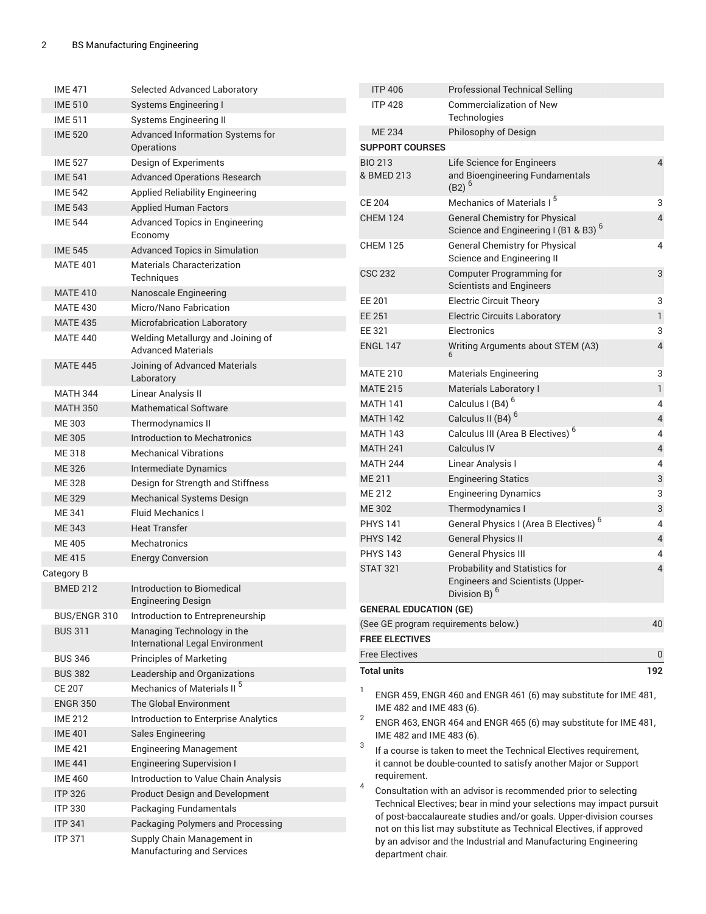| | | |
|---|---|---|
| IME 471 | Selected Advanced Laboratory | |
| IME 510 | Systems Engineering I | |
| IME 511 | Systems Engineering II | |
| IME 520 | Advanced Information Systems for Operations | |
| IME 527 | Design of Experiments | |
| IME 541 | Advanced Operations Research | |
| IME 542 | Applied Reliability Engineering | |
| IME 543 | Applied Human Factors | |
| IME 544 | Advanced Topics in Engineering Economy | |
| IME 545 | Advanced Topics in Simulation | |
| MATE 401 | Materials Characterization Techniques | |
| MATE 410 | Nanoscale Engineering | |
| MATE 430 | Micro/Nano Fabrication | |
| MATE 435 | Microfabrication Laboratory | |
| MATE 440 | Welding Metallurgy and Joining of Advanced Materials | |
| MATE 445 | Joining of Advanced Materials Laboratory | |
| MATH 344 | Linear Analysis II | |
| MATH 350 | Mathematical Software | |
| ME 303 | Thermodynamics II | |
| ME 305 | Introduction to Mechatronics | |
| ME 318 | Mechanical Vibrations | |
| ME 326 | Intermediate Dynamics | |
| ME 328 | Design for Strength and Stiffness | |
| ME 329 | Mechanical Systems Design | |
| ME 341 | Fluid Mechanics I | |
| ME 343 | Heat Transfer | |
| ME 405 | Mechatronics | |
| ME 415 | Energy Conversion | |
| Category B | | |
| BMED 212 | Introduction to Biomedical Engineering Design | |
| BUS/ENGR 310 | Introduction to Entrepreneurship | |
| BUS 311 | Managing Technology in the International Legal Environment | |
| BUS 346 | Principles of Marketing | |
| BUS 382 | Leadership and Organizations | |
| CE 207 | Mechanics of Materials II [5] | |
| ENGR 350 | The Global Environment | |
| IME 212 | Introduction to Enterprise Analytics | |
| IME 401 | Sales Engineering | |
| IME 421 | Engineering Management | |
| IME 441 | Engineering Supervision I | |
| IME 460 | Introduction to Value Chain Analysis | |
| ITP 326 | Product Design and Development | |
| ITP 330 | Packaging Fundamentals | |
| ITP 341 | Packaging Polymers and Processing | |
| ITP 371 | Supply Chain Management in Manufacturing and Services | |
| ITP 406 | Professional Technical Selling | |
| ITP 428 | Commercialization of New Technologies | |
| ME 234 | Philosophy of Design | |
| **SUPPORT COURSES** | | |
| BIO 213 & BMED 213 | Life Science for Engineers and Bioengineering Fundamentals (B2) [6] | 4 |
| CE 204 | Mechanics of Materials I [5] | 3 |
| CHEM 124 | General Chemistry for Physical Science and Engineering I (B1 & B3) [6] | 4 |
| CHEM 125 | General Chemistry for Physical Science and Engineering II | 4 |
| CSC 232 | Computer Programming for Scientists and Engineers | 3 |
| EE 201 | Electric Circuit Theory | 3 |
| EE 251 | Electric Circuits Laboratory | 1 |
| EE 321 | Electronics | 3 |
| ENGL 147 | Writing Arguments about STEM (A3) [6] | 4 |
| MATE 210 | Materials Engineering | 3 |
| MATE 215 | Materials Laboratory I | 1 |
| MATH 141 | Calculus I (B4) [6] | 4 |
| MATH 142 | Calculus II (B4) [6] | 4 |
| MATH 143 | Calculus III (Area B Electives) [6] | 4 |
| MATH 241 | Calculus IV | 4 |
| MATH 244 | Linear Analysis I | 4 |
| ME 211 | Engineering Statics | 3 |
| ME 212 | Engineering Dynamics | 3 |
| ME 302 | Thermodynamics I | 3 |
| PHYS 141 | General Physics I (Area B Electives) [6] | 4 |
| PHYS 142 | General Physics II | 4 |
| PHYS 143 | General Physics III | 4 |
| STAT 321 | Probability and Statistics for Engineers and Scientists (Upper-Division B) [6] | 4 |
| **GENERAL EDUCATION (GE)** | | |
| (See GE program requirements below.) | | 40 |
| **FREE ELECTIVES** | | |
| Free Electives | | 0 |
| **Total units** | | **192** |

1. ENGR 459, ENGR 460 and ENGR 461 (6) may substitute for IME 481, IME 482 and IME 483 (6).
2. ENGR 463, ENGR 464 and ENGR 465 (6) may substitute for IME 481, IME 482 and IME 483 (6).
3. If a course is taken to meet the Technical Electives requirement, it cannot be double-counted to satisfy another Major or Support requirement.
4. Consultation with an advisor is recommended prior to selecting Technical Electives; bear in mind your selections may impact pursuit of post-baccalaureate studies and/or goals. Upper-division courses not on this list may substitute as Technical Electives, if approved by an advisor and the Industrial and Manufacturing Engineering department chair.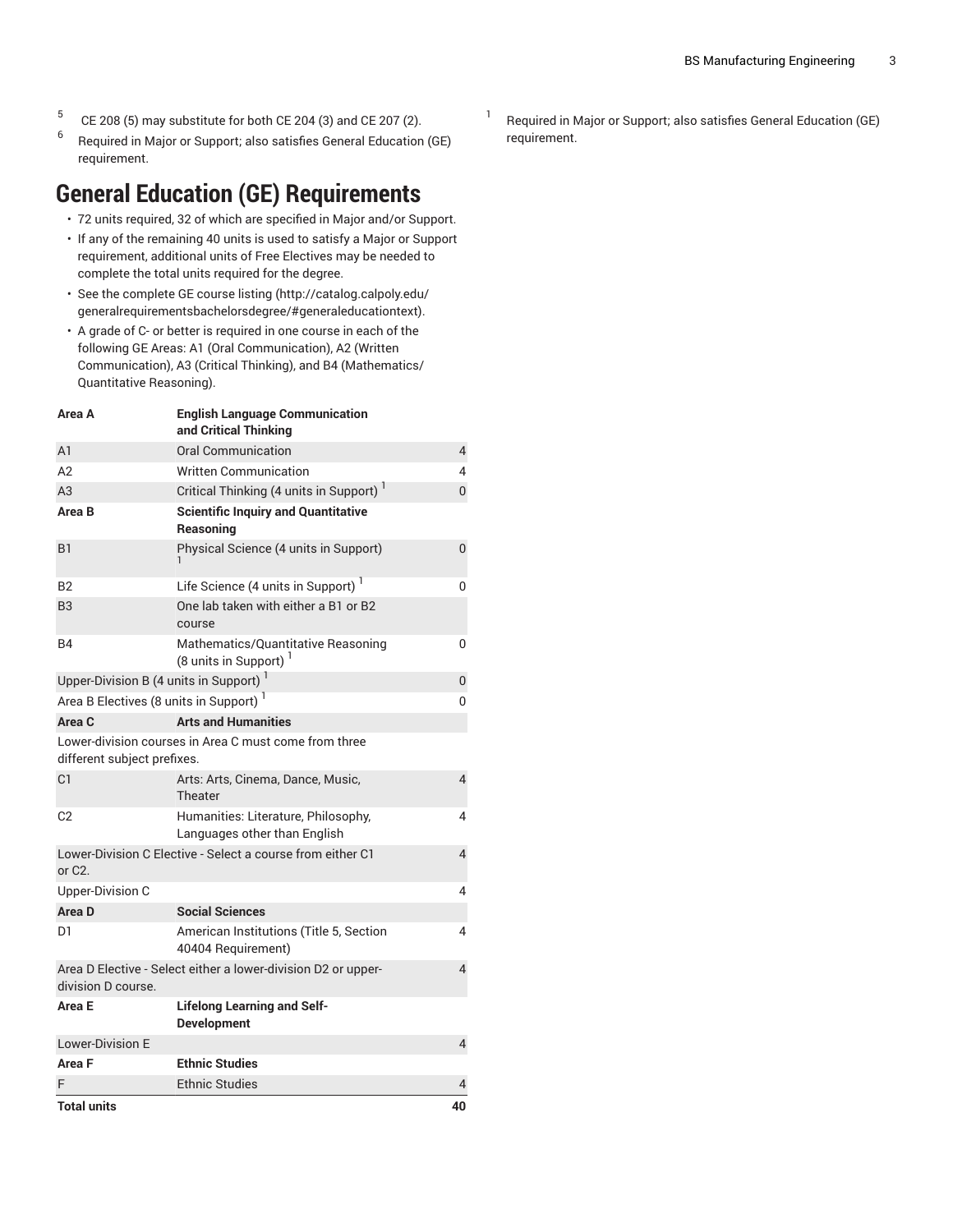[5] CE 208 (5) may substitute for both CE 204 (3) and CE 207 (2).

[6] Required in Major or Support; also satisfies General Education (GE) requirement.

## General Education (GE) Requirements

- 72 units required, 32 of which are specified in Major and/or Support.
- If any of the remaining 40 units is used to satisfy a Major or Support requirement, additional units of Free Electives may be needed to complete the total units required for the degree.
- See the complete GE course listing (http://catalog.calpoly.edu/generalrequirementsbachelorsdegree/#generaleducationtext).
- A grade of C- or better is required in one course in each of the following GE Areas: A1 (Oral Communication), A2 (Written Communication), A3 (Critical Thinking), and B4 (Mathematics/Quantitative Reasoning).

| | | |
|---|---|---|
| **Area A** | **English Language Communication and Critical Thinking** | |
| A1 | Oral Communication | 4 |
| A2 | Written Communication | 4 |
| A3 | Critical Thinking (4 units in Support) [1] | 0 |
| **Area B** | **Scientific Inquiry and Quantitative Reasoning** | |
| B1 | Physical Science (4 units in Support) [1] | 0 |
| B2 | Life Science (4 units in Support) [1] | 0 |
| B3 | One lab taken with either a B1 or B2 course | |
| B4 | Mathematics/Quantitative Reasoning (8 units in Support) [1] | 0 |
| Upper-Division B (4 units in Support) [1] | | 0 |
| Area B Electives (8 units in Support) [1] | | 0 |
| **Area C** | **Arts and Humanities** | |
| Lower-division courses in Area C must come from three different subject prefixes. | | |
| C1 | Arts: Arts, Cinema, Dance, Music, Theater | 4 |
| C2 | Humanities: Literature, Philosophy, Languages other than English | 4 |
| Lower-Division C Elective - Select a course from either C1 or C2. | | 4 |
| Upper-Division C | | 4 |
| **Area D** | **Social Sciences** | |
| D1 | American Institutions (Title 5, Section 40404 Requirement) | 4 |
| Area D Elective - Select either a lower-division D2 or upper-division D course. | | 4 |
| **Area E** | **Lifelong Learning and Self-Development** | |
| Lower-Division E | | 4 |
| **Area F** | **Ethnic Studies** | |
| F | Ethnic Studies | 4 |
| **Total units** | | **40** |

[1] Required in Major or Support; also satisfies General Education (GE) requirement.